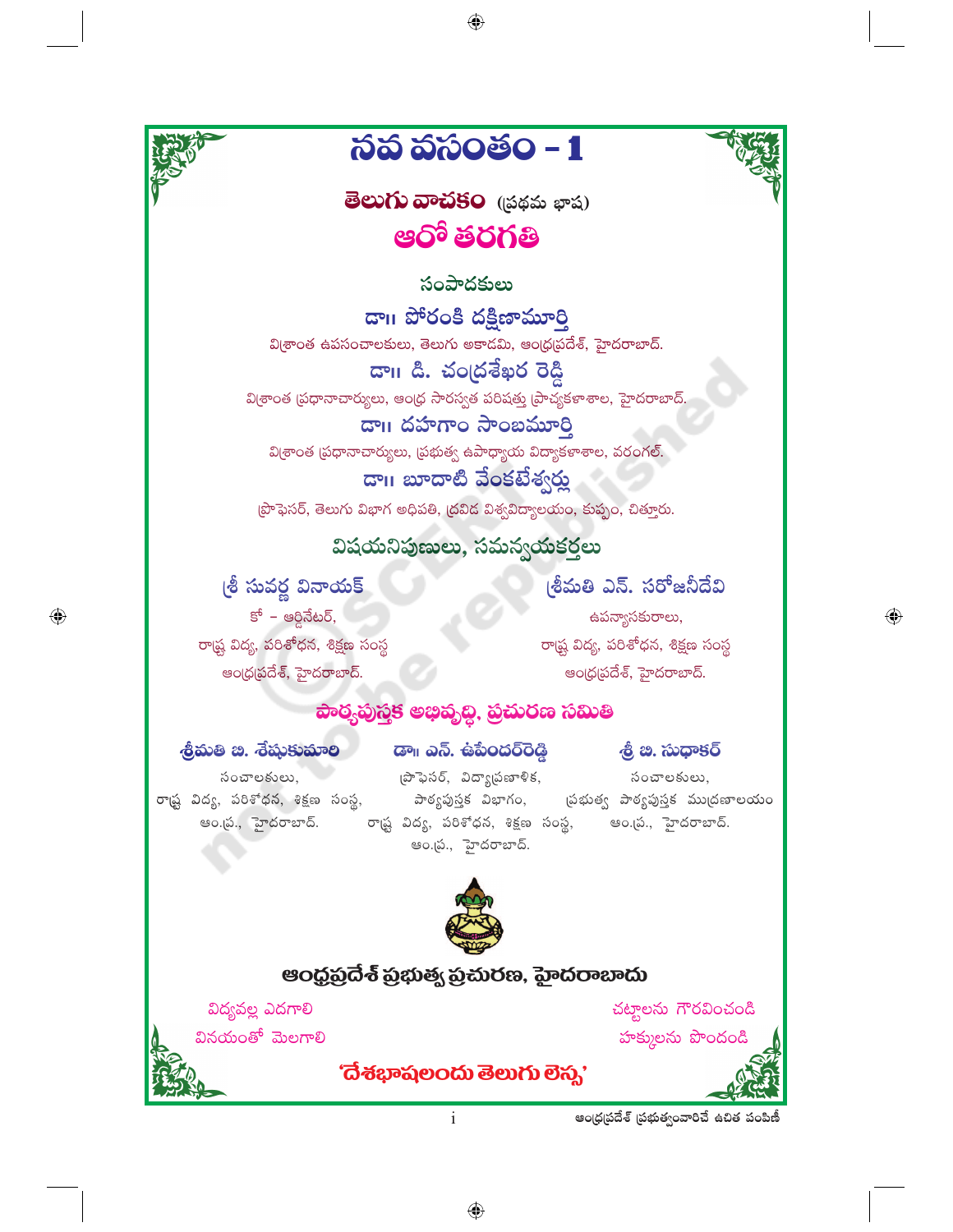# నవ వసంతం - 1

## తెలుగు వాచకం (ప్రథమ భాష)

## ఆరో తరగతి

### సంపాదకులు

**డా॥ పోరంకి దక్షిణామూర్తి**
విశ్రాంత ఉపసంచాలకులు, తెలుగు అకాడమి, ఆంధ్రప్రదేశ్, హైదరాబాద్.

**డా॥ డి. చంద్రశేఖర రెడ్డి**
విశ్రాంత ప్రధానాచార్యులు, ఆంధ్ర సారస్వత పరిషత్తు ప్రాచ్యకళాశాల, హైదరాబాద్.

**డా॥ దహగాం సాంబమూర్తి**
విశ్రాంత ప్రధానాచార్యులు, ప్రభుత్వ ఉపాధ్యాయ విద్యాకళాశాల, వరంగల్.

**డా॥ బూదాటి వేంకటేశ్వర్లు**
ప్రొఫెసర్, తెలుగు విభాగ అధిపతి, ద్రవిడ విశ్వవిద్యాలయం, కుప్పం, చిత్తూరు.

### విషయనిపుణులు, సమన్వయకర్తలు

**శ్రీ సువర్ణ వినాయక్**
కో - ఆర్డినేటర్,
రాష్ట్ర విద్య, పరిశోధన, శిక్షణ సంస్థ
ఆంధ్రప్రదేశ్, హైదరాబాద్.

**శ్రీమతి ఎన్. సరోజినీదేవి**
ఉపన్యాసకురాలు,
రాష్ట్ర విద్య, పరిశోధన, శిక్షణ సంస్థ
ఆంధ్రప్రదేశ్, హైదరాబాద్.

### పాఠ్యపుస్తక అభివృద్ధి, ప్రచురణ సమితి

**శ్రీమతి బి. శేషుకుమారి**
సంచాలకులు,
రాష్ట్ర విద్య, పరిశోధన, శిక్షణ సంస్థ,
ఆం.ప్ర., హైదరాబాద్.

**డా॥ ఎన్. ఉపేందర్‌రెడ్డి**
ప్రొఫెసర్, విద్యాప్రణాళిక,
పాఠ్యపుస్తక విభాగం,
రాష్ట్ర విద్య, పరిశోధన, శిక్షణ సంస్థ,
ఆం.ప్ర., హైదరాబాద్.

**శ్రీ బి. సుధాకర్**
సంచాలకులు,
ప్రభుత్వ పాఠ్యపుస్తక ముద్రణాలయం
ఆం.ప్ర., హైదరాబాద్.

**ఆంధ్రప్రదేశ్ ప్రభుత్వ ప్రచురణ, హైదరాబాదు**

విద్యవల్ల ఎదగాలి
వినయంతో మెలగాలి

చట్టాలను గౌరవించండి
హక్కులను పొందండి

**'దేశభాషలందు తెలుగు లెస్స'**

ఆంధ్రప్రదేశ్ ప్రభుత్వంవారిచే ఉచిత పంపిణీ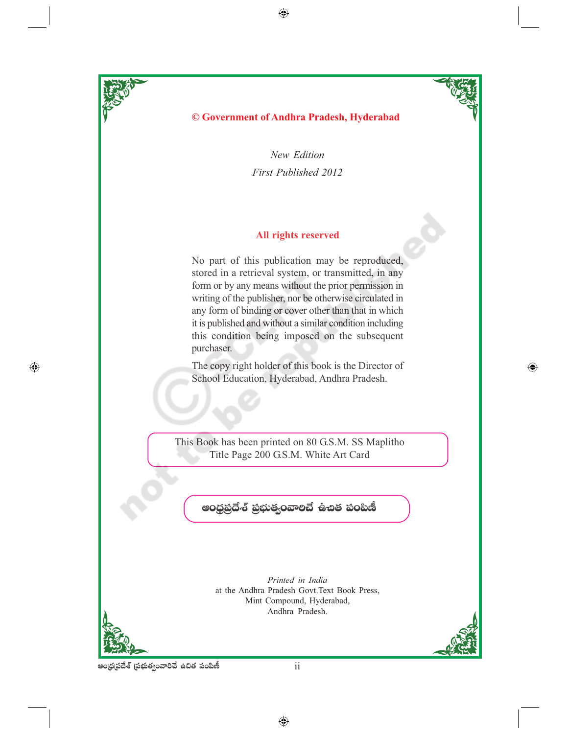**© Government of Andhra Pradesh, Hyderabad**

*New Edition*

*First Published 2012*

**All rights reserved**

No part of this publication may be reproduced, stored in a retrieval system, or transmitted, in any form or by any means without the prior permission in writing of the publisher, nor be otherwise circulated in any form of binding or cover other than that in which it is published and without a similar condition including this condition being imposed on the subsequent purchaser.

The copy right holder of this book is the Director of School Education, Hyderabad, Andhra Pradesh.

This Book has been printed on 80 G.S.M. SS Maplitho
Title Page 200 G.S.M. White Art Card

**ఆంధ్రప్రదేశ్ ప్రభుత్వంవారిచే ఉచిత పంపిణీ**

*Printed in India*
at the Andhra Pradesh Govt.Text Book Press,
Mint Compound, Hyderabad,
Andhra Pradesh.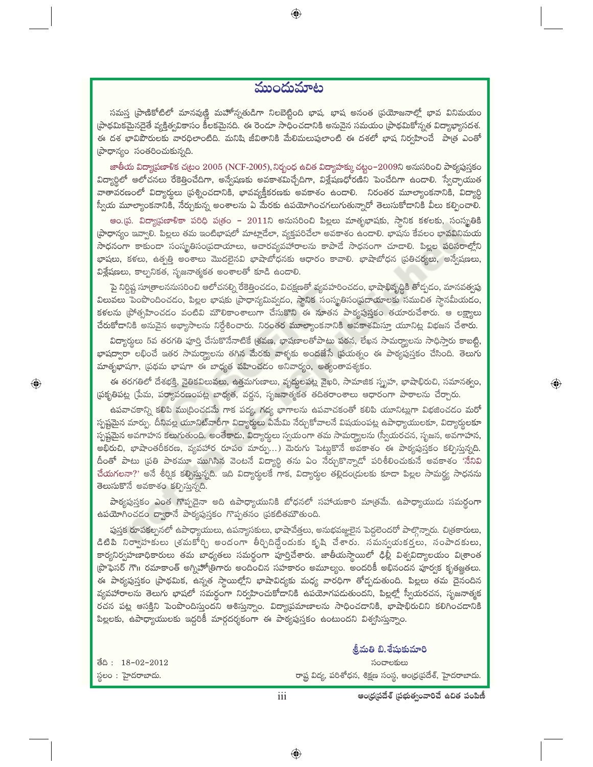# ముందుమాట

సమస్త ప్రాణికోటిలో మానవుణ్ణి మహోన్నతుడిగా నిలబెట్టింది భాష. భాష అనంత ప్రయోజనాల్లో భావ వినిమయం ప్రాథమికమైనదైతే వ్యక్తిత్వవికాసం కీలకమైనది. ఈ రెండూ సాధించడానికి అనువైన సమయం ప్రాథమికోన్నత విద్యాభ్యాసదశ. ఈ దశ భావిపౌరులకు వారధిలాంటిది. మనిషి జీవితానికి మేలిమలుపులాంటి ఈ దశలో భాష నిర్వహించే పాత్ర ఎంతో ప్రాధాన్యం సంతరించుకున్నది.

జాతీయ విద్యాప్రణాళిక చట్రం 2005 (NCF-2005), నిర్బంధ ఉచిత విద్యాహక్కు చట్టం-2009ని అనుసరించి పాఠ్యపుస్తకం విద్యార్థిలో ఆలోచనలు రేకెత్తించేదిగా, అన్వేషణకు అవకాశమిచ్చేదిగా, విశ్లేషణధోరణిని పెంచేదిగా ఉండాలి. స్వేచ్ఛాయుత వాతావరణంలో విద్యార్థులు ప్రశ్నించడానికి, భావవ్యక్తీకరణకు అవకాశం ఉండాలి. నిరంతర మూల్యాంకనానికి, విద్యార్థి స్వీయ మూల్యాంకనానికి, నేర్చుకున్న అంశాలను ఏ మేరకు ఉపయోగించగలుగుతున్నారో తెలుసుకోడానికి వీలు కల్పించాలి.

ఆం.ప్ర. విద్యాప్రణాళికా పరిధి పత్రం - 2011ని అనుసరించి పిల్లలు మాతృభాషకు, స్థానిక కళలకు, సంస్కృతికి ప్రాధాన్యం ఇవ్వాలి. పిల్లలు తమ ఇంటిభాషలో మాట్లాడేలా, వ్యక్తపరిచేలా అవకాశం ఉండాలి. భాషను కేవలం భావవినిమయ సాధనంగా కాకుండా సంస్కృతిసంప్రదాయాలు, ఆచారవ్యవహారాలను కాపాడే సాధనంగా చూడాలి. పిల్లల పరిసరాల్లోని భాషలు, కళలు, ఉత్పత్తి అంశాలు మొదలైనవి భాషాబోధనకు ఆధారం కావాలి. భాషాబోధన ప్రతిచర్యలు, అన్వేషణలు, విశ్లేషణలు, కాల్పనికత, సృజనాత్మకత అంశాలతో కూడి ఉండాలి.

పై నిర్దిష్ట సూత్రాలననుసరించి ఆలోచనల్ని రేకెత్తించడం, విచక్షణతో వ్యవహరించడం, భాషాభివృద్ధికి తోడ్పడం, మానవత్వపు విలువలు పెంపొందించడం, పిల్లల భాషకు ప్రాధాన్యమివ్వడం, స్థానిక సంస్కృతిసంప్రదాయాలకు సముచిత స్థానమీయడం, కళలను ప్రోత్సహించడం వంటివి మౌలికాంశాలుగా చేసుకొని ఈ నూతన పాఠ్యపుస్తకం తయారుచేశారు. ఆ లక్ష్యాలు చేరుకోడానికి అనువైన అభ్యాసాలను నిర్దేశించారు. నిరంతర మూల్యాంకనానికి అవకాశమిస్తూ యూనిట్ల విభజన చేశారు.

విద్యార్థులు 5వ తరగతి పూర్తి చేసుకొనేనాటికే శ్రవణ, భాషణాలతోపాటు పఠన, లేఖన సామర్థ్యాలను సాధిస్తారు కాబట్టి, భాషద్వారా లభించే ఇతర సామర్థ్యాలను తగిన మేరకు వాళ్ళకు అందజేసే ప్రయత్నం ఈ పాఠ్యపుస్తకం చేసింది. తెలుగు మాతృభాషగా, ప్రథమ భాషగా ఈ బాధ్యత వహించడం అనివార్యం, అత్యంతావశ్యకం.

ఈ తరగతిలో దేశభక్తి, నైతికవిలువలు, ఉత్తమగుణాలు, వృద్ధులపట్ల వైఖరి, సామాజిక స్పృహ, భాషాభిరుచి, సమానత్వం, ప్రకృతిపట్ల ప్రేమ, పర్యావరణంపట్ల బాధ్యత, వర్ణన, సృజనాత్మకత తదితరాంశాలు ఆధారంగా పాఠాలను చేర్చారు.

ఉపవాచకాన్ని కలిపి ముద్రించడమే గాక పద్య, గద్య భాగాలను ఉపవాచకంతో కలిపి యూనిట్లుగా విభజించడం మరో స్పష్టమైన మార్పు. దీనివల్ల యూనిట్‌వారీగా విద్యార్థులు ఏమేమి నేర్చుకోవాలనే విషయంపట్ల ఉపాధ్యాయులకూ, విద్యార్థులకూ స్పష్టమైన అవగాహన కలుగుతుంది. అంతేకాదు, విద్యార్థులు స్వయంగా తమ సామర్థ్యాలను (స్వీయరచన, సృజన, అవగాహన, అభిరుచి, భాషాంతరీకరణ, వ్యవహార రూపం మార్పు...) మెరుగు పెట్టుకొనే అవకాశం ఈ పాఠ్యపుస్తకం కల్పిస్తున్నది. దీంతో పాటు ప్రతి పాఠమూ ముగిసిన వెంటనే విద్యార్థి తను ఏం నేర్చుకొన్నాడో పరిశీలించుకునే అవకాశం 'నేనివి చేయగలనా?' అనే శీర్షిక కల్పిస్తున్నది. ఇది విద్యార్థులకే గాక, విద్యార్థుల తల్లిదండ్రులకు కూడా పిల్లల సామర్థ్య సాధనను తెలుసుకొనే అవకాశం కల్పిస్తున్నది.

పాఠ్యపుస్తకం ఎంత గొప్పదైనా అది ఉపాధ్యాయునికి బోధనలో సహాయకారి మాత్రమే. ఉపాధ్యాయుడు సమర్థంగా ఉపయోగించడం ద్వారానే పాఠ్యపుస్తకం గొప్పతనం ప్రకటితమౌతుంది.

పుస్తక రూపకల్పనలో ఉపాధ్యాయులు, ఉపన్యాసకులు, భాషావేత్తలు, అనుభవజ్ఞులైన పెద్దలెందరో పాల్గొన్నారు. చిత్రకారులు, డిటిపి నిర్వాహకులు శ్రమకోర్చి అందంగా తీర్చిదిద్దేందుకు కృషి చేశారు. సమన్వయకర్తలు, సంపాదకులు, కార్యనిర్వాహణాధికారులు తమ బాధ్యతలు సమర్థంగా పూర్తిచేశారు. జాతీయస్థాయిలో ఢిల్లీ విశ్వవిద్యాలయం విశ్రాంత ప్రొఫెసర్ గౌ॥ రమాకాంత్ అగ్నిహోత్రిగారు అందించిన సహకారం అమూల్యం. అందరికీ అభినందన పూర్వక కృతజ్ఞతలు. ఈ పాఠ్యపుస్తకం ప్రాథమిక, ఉన్నత స్థాయిల్లోని భాషావిద్యకు మధ్య వారధిగా తోడ్పడుతుంది. పిల్లలు తమ దైనందిన వ్యవహారాలను తెలుగు భాషలో సమర్థంగా నిర్వహించుకోడానికి ఉపయోగపడుతుందని, పిల్లల్లో స్వీయరచన, సృజనాత్మక రచన పట్ల ఆసక్తిని పెంపొందిస్తుందని ఆశిస్తున్నాం. విద్యాప్రమాణాలను సాధించడానికి, భాషాభిరుచిని కలిగించడానికి పిల్లలకు, ఉపాధ్యాయులకు ఇద్దరికీ మార్గదర్శకంగా ఈ పాఠ్యపుస్తకం ఉంటుందని విశ్వసిస్తున్నాం.

**శ్రీమతి బి. శేషుకుమారి**
సంచాలకులు
రాష్ట్ర విద్య, పరిశోధన, శిక్షణ సంస్థ, ఆంధ్రప్రదేశ్, హైదరాబాదు.

తేది : 18-02-2012
స్థలం : హైదరాబాదు.

ఆంధ్రప్రదేశ్ ప్రభుత్వంవారిచే ఉచిత పంపిణీ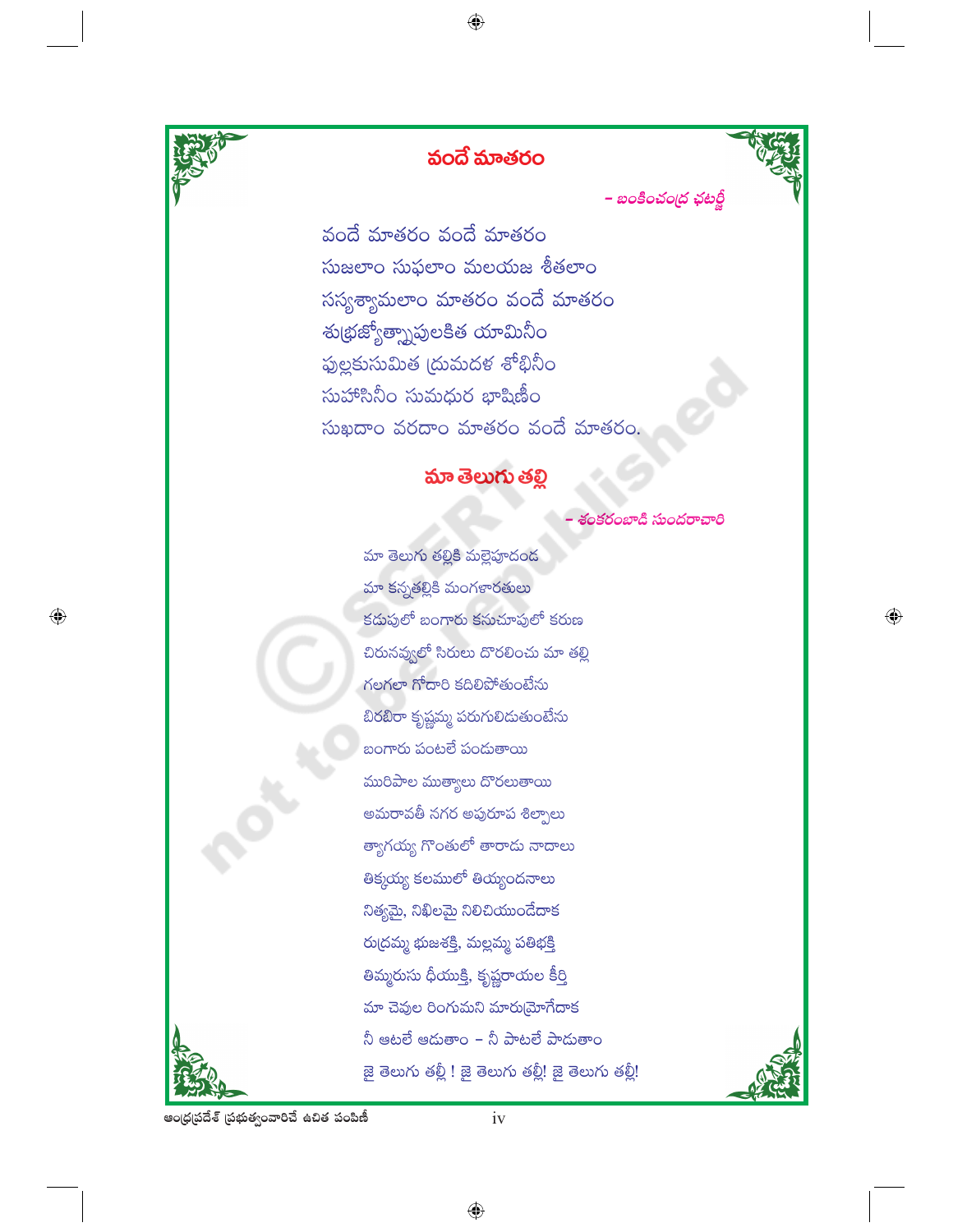## వందే మాతరం

*– బంకించంద్ర ఛటర్జీ*

వందే మాతరం వందే మాతరం
సుజలాం సుఫలాం మలయజ శీతలాం
సస్యశ్యామలాం మాతరం వందే మాతరం
శుభ్రజ్యోత్స్నాపులకిత యామినీం
పుల్లకుసుమిత ద్రుమదళ శోభినీం
సుహాసినీం సుమధుర భాషిణీం
సుఖదాం వరదాం మాతరం వందే మాతరం.

## మా తెలుగు తల్లి

*– శంకరంబాడి సుందరాచారి*

మా తెలుగు తల్లికి మల్లెపూదండ
మా కన్నతల్లికి మంగళారతులు
కడుపులో బంగారు కనుచూపులో కరుణ
చిరునవ్వులో సిరులు దొరలించు మా తల్లి
గలగలా గోదారి కదిలిపోతుంటేను
బిరబిరా కృష్ణమ్మ పరుగులిడుతుంటేను
బంగారు పంటలే పండుతాయి
మురిపాల ముత్యాలు దొరలుతాయి
అమరావతీ నగర అపురూప శిల్పాలు
త్యాగయ్య గొంతులో తారాడు నాదాలు
తిక్కయ్య కలములో తియ్యందనాలు
నిత్యమై, నిఖిలమై నిలిచియుండేదాక
రుద్రమ్మ భుజశక్తి, మల్లమ్మ పతిభక్తి
తిమ్మరుసు ధీయుక్తి, కృష్ణరాయల కీర్తి
మా చెవుల రింగుమని మారుమ్రోగేదాక
నీ ఆటలే ఆడుతాం – నీ పాటలే పాడుతాం
జై తెలుగు తల్లీ ! జై తెలుగు తల్లీ! జై తెలుగు తల్లీ!

ఆంధ్రప్రదేశ్ ప్రభుత్వంవారిచే ఉచిత పంపిణీ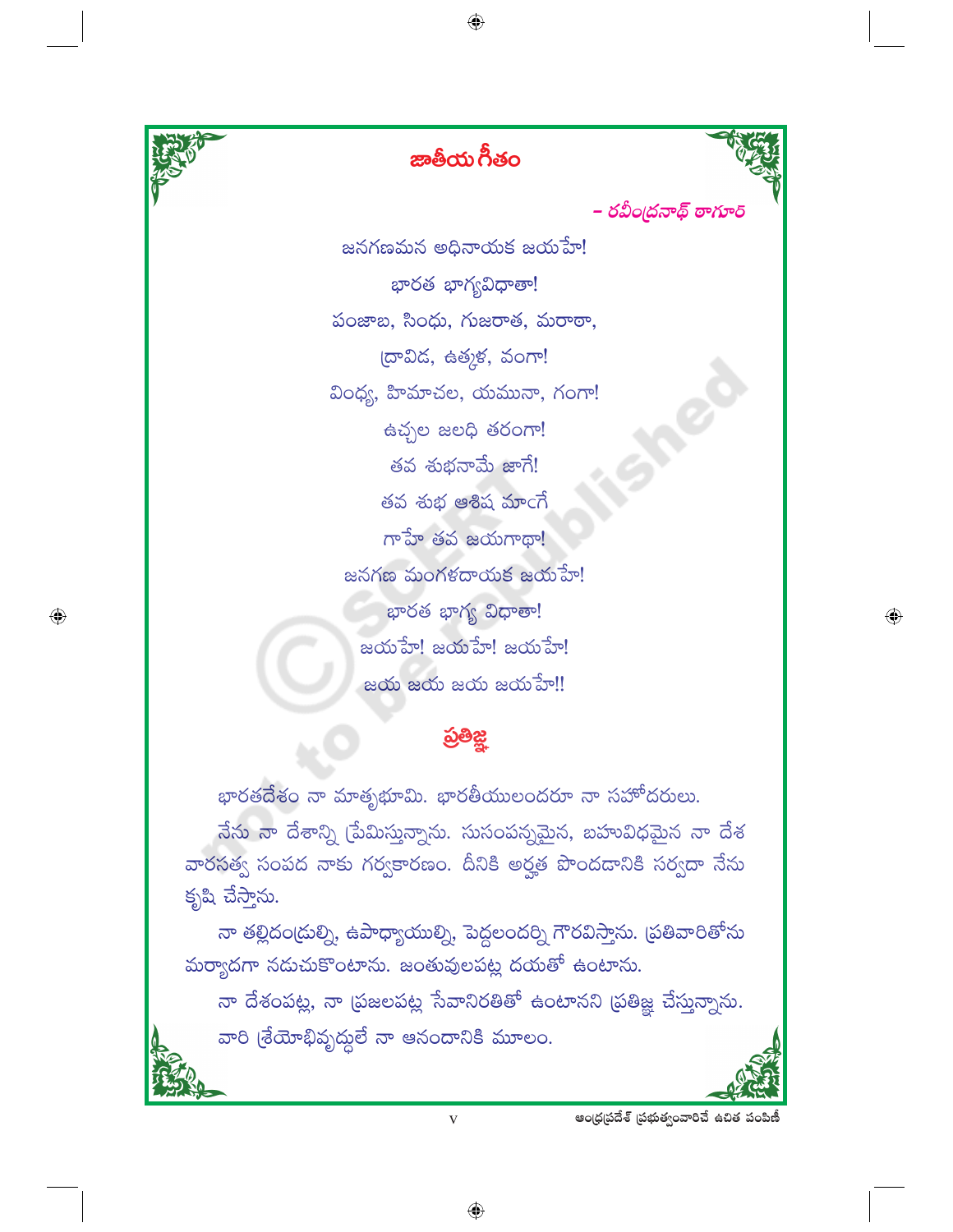# జాతీయ గీతం

– రవీంద్రనాథ్ ఠాగూర్

జనగణమన అధినాయక జయహే!
భారత భాగ్యవిధాతా!
పంజాబ, సింధు, గుజరాత, మరాఠా,
ద్రావిడ, ఉత్కళ, వంగా!
వింధ్య, హిమాచల, యమునా, గంగా!
ఉచ్ఛల జలధి తరంగా!
తవ శుభనామే జాగే!
తవ శుభ ఆశిష మాంగే
గాహే తవ జయగాథా!
జనగణ మంగళదాయక జయహే!
భారత భాగ్య విధాతా!
జయహే! జయహే! జయహే!
జయ జయ జయ జయహే!!

## ప్రతిజ్ఞ

భారతదేశం నా మాతృభూమి. భారతీయులందరూ నా సహోదరులు.

నేను నా దేశాన్ని ప్రేమిస్తున్నాను. సుసంపన్నమైన, బహువిధమైన నా దేశ వారసత్వ సంపద నాకు గర్వకారణం. దీనికి అర్హత పొందడానికి సర్వదా నేను కృషి చేస్తాను.

నా తల్లిదండ్రుల్ని, ఉపాధ్యాయుల్ని, పెద్దలందర్ని గౌరవిస్తాను. ప్రతివారితోను మర్యాదగా నడుచుకొంటాను. జంతువులపట్ల దయతో ఉంటాను.

నా దేశంపట్ల, నా ప్రజలపట్ల సేవానిరతితో ఉంటానని ప్రతిజ్ఞ చేస్తున్నాను. వారి శ్రేయోభివృద్ధులే నా ఆనందానికి మూలం.

ఆంధ్రప్రదేశ్ ప్రభుత్వంవారిచే ఉచిత పంపిణీ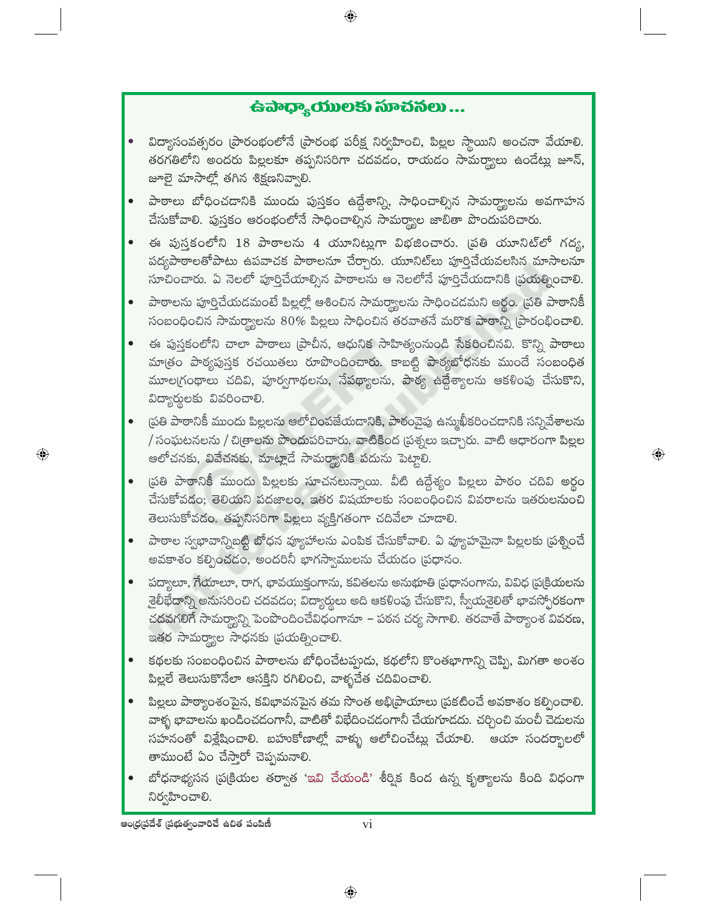## ఉపాధ్యాయులకు సూచనలు ...

- విద్యాసంవత్సరం ప్రారంభంలోనే ప్రారంభ పరీక్ష నిర్వహించి, పిల్లల స్థాయిని అంచనా వేయాలి. తరగతిలోని అందరు పిల్లలకూ తప్పనిసరిగా చదవడం, రాయడం సామర్థ్యాలు ఉండేట్లు జూన్, జూలై మాసాల్లో తగిన శిక్షణనివ్వాలి.
- పాఠాలు బోధించడానికి ముందు పుస్తకం ఉద్దేశాన్ని, సాధించాల్సిన సామర్థ్యాలను అవగాహన చేసుకోవాలి. పుస్తకం ఆరంభంలోనే సాధించాల్సిన సామర్థ్యాల జాబితా పొందుపరిచారు.
- ఈ పుస్తకంలోని 18 పాఠాలను 4 యూనిట్లుగా విభజించారు. ప్రతి యూనిట్‌లో గద్య, పద్యపాఠాలతోపాటు ఉపవాచక పాఠాలనూ చేర్చారు. యూనిట్‌లు పూర్తిచేయవలసిన మాసాలనూ సూచించారు. ఏ నెలలో పూర్తిచేయాల్సిన పాఠాలను ఆ నెలలోనే పూర్తిచేయడానికి ప్రయత్నించాలి.
- పాఠాలను పూర్తిచేయడమంటే పిల్లల్లో ఆశించిన సామర్థ్యాలను సాధించడమని అర్థం. ప్రతి పాఠానికీ సంబంధించిన సామర్థ్యాలను 80% పిల్లలు సాధించిన తరవాతనే మరొక పాఠాన్ని ప్రారంభించాలి.
- ఈ పుస్తకంలోని చాలా పాఠాలు ప్రాచీన, ఆధునిక సాహిత్యంనుండి సేకరించినవి. కొన్ని పాఠాలు మాత్రం పాఠ్యపుస్తక రచయితలు రూపొందించారు. కాబట్టి పాఠ్యబోధనకు ముందే సంబంధిత మూలగ్రంథాలు చదివి, పూర్వగాథలను, నేపథ్యాలను, పాఠ్య ఉద్దేశ్యాలను ఆకళింపు చేసుకొని, విద్యార్థులకు వివరించాలి.
- ప్రతి పాఠానికీ ముందు పిల్లలను ఆలోచింపజేయడానికి, పాఠంవైపు ఉన్ముఖీకరించడానికి సన్నివేశాలను / సంఘటనలను / చిత్రాలను పొందుపరిచారు. వాటికింద ప్రశ్నలు ఇచ్చారు. వాటి ఆధారంగా పిల్లల ఆలోచనకు, వివేచనకు, మాట్లాడే సామర్థ్యానికి పదును పెట్టాలి.
- ప్రతి పాఠానికీ ముందు పిల్లలకు సూచనలున్నాయి. వీటి ఉద్దేశ్యం పిల్లలు పాఠం చదివి అర్థం చేసుకోవడం; తెలియని పదజాలం, ఇతర విషయాలకు సంబంధించిన వివరాలను ఇతరులనుంచి తెలుసుకోవడం. తప్పనిసరిగా పిల్లలు వ్యక్తిగతంగా చదివేలా చూడాలి.
- పాఠాల స్వభావాన్నిబట్టి బోధన వ్యూహాలను ఎంపిక చేసుకోవాలి. ఏ వ్యూహమైనా పిల్లలకు ప్రశ్నించే అవకాశం కల్పించడం, అందరినీ భాగస్వాములను చేయడం ప్రధానం.
- పద్యాలూ, గేయాలూ, రాగ, భావయుక్తంగాను, కవితలను అనుభూతి ప్రధానంగాను, వివిధ ప్రక్రియలను శైలీభేదాన్ని అనుసరించి చదవడం; విద్యార్థులు అది ఆకళింపు చేసుకొని, స్వీయశైలితో భావస్ఫోరకంగా చదవగలిగే సామర్థ్యాన్ని పెంపొందించేవిధంగానూ – పఠన చర్య సాగాలి. తరవాతే పాఠ్యాంశ వివరణ, ఇతర సామర్థ్యాల సాధనకు ప్రయత్నించాలి.
- కథలకు సంబంధించిన పాఠాలను బోధించేటప్పుడు, కథలోని కొంతభాగాన్ని చెప్పి, మిగతా అంశం పిల్లలే తెలుసుకొనేలా ఆసక్తిని రగిలించి, వాళ్ళచేత చదివించాలి.
- పిల్లలు పాఠ్యాంశంపైన, కవిభావనపైన తమ సొంత అభిప్రాయాలు ప్రకటించే అవకాశం కల్పించాలి. వాళ్ళ భావాలను ఖండించడంగానీ, వాటితో విభేదించడంగానీ చేయగూడదు. చర్చించి మంచీ చెడులను సహనంతో విశ్లేషించాలి. బహుకోణాల్లో వాళ్ళు ఆలోచించేట్లు చేయాలి. ఆయా సందర్భాలలో తాముంటే ఏం చేస్తారో చెప్పమనాలి.
- బోధనాభ్యసన ప్రక్రియల తర్వాత 'ఇవి చేయండి' శీర్షిక కింద ఉన్న కృత్యాలను కింది విధంగా నిర్వహించాలి.

ఆంధ్రప్రదేశ్ ప్రభుత్వంవారిచే ఉచిత పంపిణీ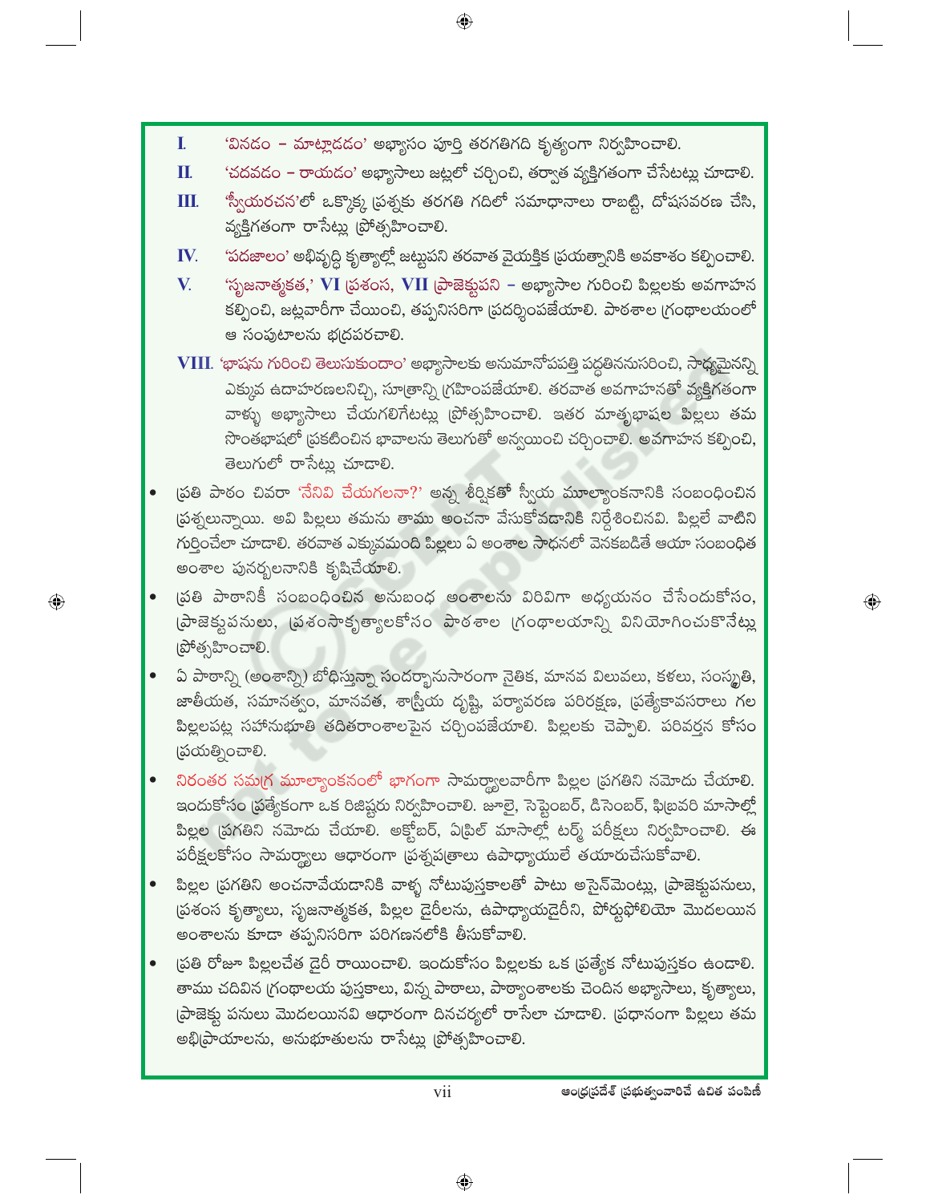I. 'వినడం – మాట్లాడడం' అభ్యాసం పూర్తి తరగతిగది కృత్యంగా నిర్వహించాలి.

II. 'చదవడం – రాయడం' అభ్యాసాలు జట్లలో చర్చించి, తర్వాత వ్యక్తిగతంగా చేసేటట్లు చూడాలి.

III. 'స్వీయరచన'లో ఒక్కొక్క ప్రశ్నకు తరగతి గదిలో సమాధానాలు రాబట్టి, దోషసవరణ చేసి, వ్యక్తిగతంగా రాసేట్లు ప్రోత్సహించాలి.

IV. 'పదజాలం' అభివృద్ధి కృత్యాల్లో జట్టుపని తరవాత వైయక్తిక ప్రయత్నానికి అవకాశం కల్పించాలి.

V. 'సృజనాత్మకత,' VI ప్రశంస, VII ప్రాజెక్టుపని – అభ్యాసాల గురించి పిల్లలకు అవగాహన కల్పించి, జట్లవారీగా చేయించి, తప్పనిసరిగా ప్రదర్శింపజేయాలి. పాఠశాల గ్రంథాలయంలో ఆ సంపుటాలను భద్రపరచాలి.

VIII. 'భాషను గురించి తెలుసుకుందాం' అభ్యాసాలకు అనుమానోపపత్తి పద్ధతిననుసరించి, సాధ్యమైనన్ని ఎక్కువ ఉదాహరణలనిచ్చి, సూత్రాన్ని గ్రహింపజేయాలి. తరవాత అవగాహనతో వ్యక్తిగతంగా వాళ్ళు అభ్యాసాలు చేయగలిగేటట్లు ప్రోత్సహించాలి. ఇతర మాతృభాషల పిల్లలు తమ సొంతభాషలో ప్రకటించిన భావాలను తెలుగుతో అన్వయించి చర్చించాలి. అవగాహన కల్పించి, తెలుగులో రాసేట్లు చూడాలి.

- ప్రతి పాఠం చివరా 'నేనివి చేయగలనా?' అన్న శీర్షికతో స్వీయ మూల్యాంకనానికి సంబంధించిన ప్రశ్నలున్నాయి. అవి పిల్లలు తమను తాము అంచనా వేసుకోవడానికి నిర్దేశించినవి. పిల్లలే వాటిని గుర్తించేలా చూడాలి. తరవాత ఎక్కువమంది పిల్లలు ఏ అంశాల సాధనలో వెనకబడితే ఆయా సంబంధిత అంశాల పునర్బలనానికి కృషిచేయాలి.
- ప్రతి పాఠానికీ సంబంధించిన అనుబంధ అంశాలను విరివిగా అధ్యయనం చేసేందుకోసం, ప్రాజెక్టుపనులు, ప్రశంసాకృత్యాలకోసం పాఠశాల గ్రంథాలయాన్ని వినియోగించుకొనేట్లు ప్రోత్సహించాలి.
- ఏ పాఠాన్ని (అంశాన్ని) బోధిస్తున్నా సందర్భానుసారంగా నైతిక, మానవ విలువలు, కళలు, సంస్కృతి, జాతీయత, సమానత్వం, మానవత, శాస్త్రీయ దృష్టి, పర్యావరణ పరిరక్షణ, ప్రత్యేకావసరాలు గల పిల్లలపట్ల సహానుభూతి తదితరాంశాలపైన చర్చింపజేయాలి. పిల్లలకు చెప్పాలి. పరివర్తన కోసం ప్రయత్నించాలి.
- నిరంతర సమగ్ర మూల్యాంకనంలో భాగంగా సామర్థ్యాలవారీగా పిల్లల ప్రగతిని నమోదు చేయాలి. ఇందుకోసం ప్రత్యేకంగా ఒక రిజిష్టరు నిర్వహించాలి. జూలై, సెప్టెంబర్, డిసెంబర్, ఫిబ్రవరి మాసాల్లో పిల్లల ప్రగతిని నమోదు చేయాలి. అక్టోబర్, ఏప్రిల్ మాసాల్లో టర్మ్ పరీక్షలు నిర్వహించాలి. ఈ పరీక్షలకోసం సామర్థ్యాలు ఆధారంగా ప్రశ్నపత్రాలు ఉపాధ్యాయులే తయారుచేసుకోవాలి.
- పిల్లల ప్రగతిని అంచనావేయడానికి వాళ్ళ నోటుపుస్తకాలతో పాటు అసైన్‌మెంట్లు, ప్రాజెక్టుపనులు, ప్రశంస కృత్యాలు, సృజనాత్మకత, పిల్లల డైరీలను, ఉపాధ్యాయడైరీని, పోర్టుఫోలియో మొదలయిన అంశాలను కూడా తప్పనిసరిగా పరిగణనలోకి తీసుకోవాలి.
- ప్రతి రోజూ పిల్లలచేత డైరీ రాయించాలి. ఇందుకోసం పిల్లలకు ఒక ప్రత్యేక నోటుపుస్తకం ఉండాలి. తాము చదివిన గ్రంథాలయ పుస్తకాలు, విన్న పాఠాలు, పాఠ్యాంశాలకు చెందిన అభ్యాసాలు, కృత్యాలు, ప్రాజెక్టు పనులు మొదలయినవి ఆధారంగా దినచర్యలో రాసేలా చూడాలి. ప్రధానంగా పిల్లలు తమ అభిప్రాయాలను, అనుభూతులను రాసేట్లు ప్రోత్సహించాలి.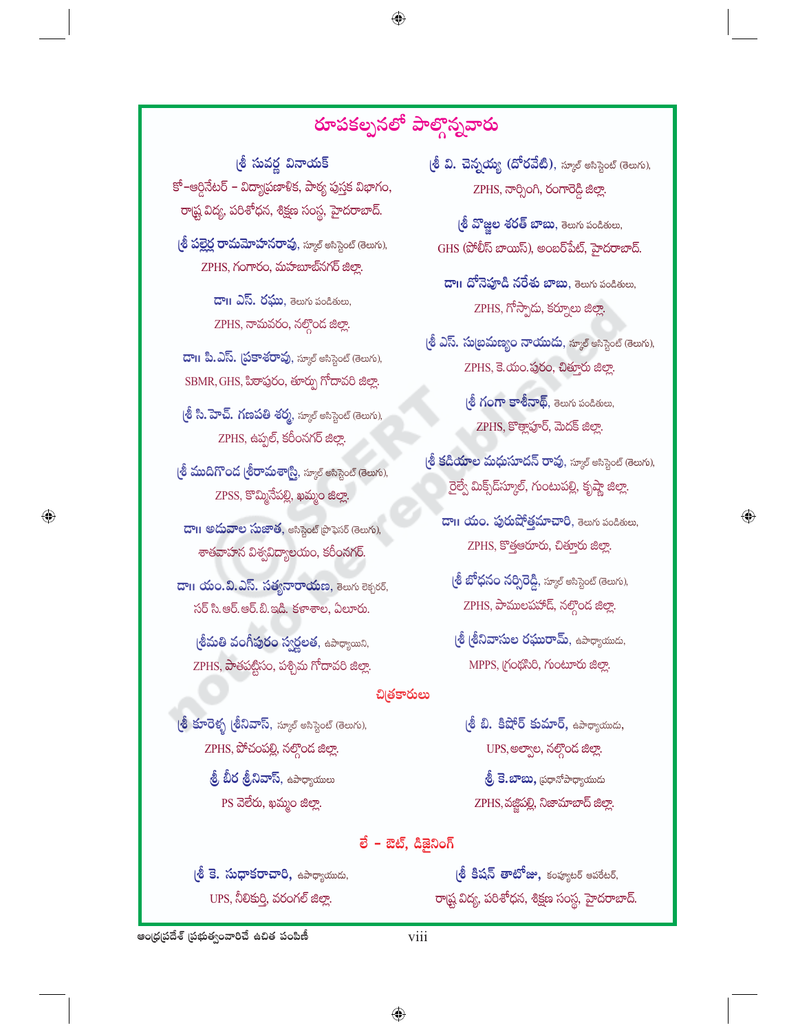## రూపకల్పనలో పాల్గొన్నవారు

**శ్రీ సువర్ణ వినాయక్**
కో-ఆర్డినేటర్ - విద్యాప్రణాళిక, పాఠ్య పుస్తక విభాగం,
రాష్ట్ర విద్య, పరిశోధన, శిక్షణ సంస్థ, హైదరాబాద్.

**శ్రీ పల్లెర్ల రామమోహనరావు**, స్కూల్ అసిస్టెంట్ (తెలుగు),
ZPHS, గంగారం, మహబూబ్‌నగర్ జిల్లా.

**డా॥ ఎస్. రఘు**, తెలుగు పండితులు,
ZPHS, నామవరం, నల్గొండ జిల్లా.

**డా॥ పి.ఎస్. ప్రకాశరావు**, స్కూల్ అసిస్టెంట్ (తెలుగు),
SBMR, GHS, పిఠాపురం, తూర్పు గోదావరి జిల్లా.

**శ్రీ సి. హెచ్. గణపతి శర్మ**, స్కూల్ అసిస్టెంట్ (తెలుగు),
ZPHS, ఉప్పల్, కరీంనగర్ జిల్లా.

**శ్రీ ముదిగొండ శ్రీరామశాస్త్రి**, స్కూల్ అసిస్టెంట్ (తెలుగు),
ZPSS, కొమ్మినేపల్లి, ఖమ్మం జిల్లా.

**డా॥ అదువాల సుజాత**, అసిస్టెంట్ ప్రొఫెసర్ (తెలుగు),
శాతవాహన విశ్వవిద్యాలయం, కరీంనగర్.

**డా॥ యం.వి.ఎస్. సత్యనారాయణ**, తెలుగు లెక్చరర్,
సర్ సి.ఆర్.ఆర్.బి.ఇడి. కళాశాల, ఏలూరు.

**శ్రీమతి వంగీపురం స్వర్ణలత**, ఉపాధ్యాయిని,
ZPHS, పాతపట్టిసం, పశ్చిమ గోదావరి జిల్లా.

**శ్రీ వి. చెన్నయ్య (దోరవేటి)**, స్కూల్ అసిస్టెంట్ (తెలుగు),
ZPHS, నార్సింగి, రంగారెడ్డి జిల్లా.

**శ్రీ వొజ్జల శరత్ బాబు**, తెలుగు పండితులు,
GHS (పోలీస్ బాయిస్), అంబర్‌పేట్, హైదరాబాద్.

**డా॥ దోనెపూడి నరేశు బాబు**, తెలుగు పండితులు,
ZPHS, గోస్పాడు, కర్నూలు జిల్లా.

**శ్రీ ఎస్. సుబ్రమణ్యం నాయుడు**, స్కూల్ అసిస్టెంట్ (తెలుగు),
ZPHS, కె.యం.పురం, చిత్తూరు జిల్లా.

**శ్రీ గంగా కాశీనాథ్**, తెలుగు పండితులు,
ZPHS, కొల్లాపూర్, మెదక్ జిల్లా.

**శ్రీ కడియాల మధుసూదన్ రావు**, స్కూల్ అసిస్టెంట్ (తెలుగు),
రైల్వే మిక్స్‌డ్‌స్కూల్, గుంటుపల్లి, కృష్ణా జిల్లా.

**డా॥ యం. పురుషోత్తమాచారి**, తెలుగు పండితులు,
ZPHS, కొత్తఆరూరు, చిత్తూరు జిల్లా.

**శ్రీ బోధనం నర్సిరెడ్డి**, స్కూల్ అసిస్టెంట్ (తెలుగు),
ZPHS, పాములపహాడ్, నల్గొండ జిల్లా.

**శ్రీ శ్రీనివాసుల రఘురామ్**, ఉపాధ్యాయుడు,
MPPS, గ్రంథసిరి, గుంటూరు జిల్లా.

### చిత్రకారులు

**శ్రీ కూరెళ్ళ శ్రీనివాస్**, స్కూల్ అసిస్టెంట్ (తెలుగు),
ZPHS, పోచంపల్లి, నల్గొండ జిల్లా.

**శ్రీ బీర శ్రీనివాస్**, ఉపాధ్యాయులు
PS వెలేరు, ఖమ్మం జిల్లా.

**శ్రీ బి. కిషోర్ కుమార్**, ఉపాధ్యాయుడు,
UPS, అల్వాల, నల్గొండ జిల్లా.

**శ్రీ కె.బాబు**, ప్రధానోపాధ్యాయుడు
ZPHS, వజ్జిపల్లి, నిజామాబాద్ జిల్లా.

### లే - ఔట్, డిజైనింగ్

**శ్రీ కె. సుధాకరాచారి**, ఉపాధ్యాయుడు,
UPS, నీలికుర్తి, వరంగల్ జిల్లా.

**శ్రీ కిషన్ తాటోజు**, కంప్యూటర్ ఆపరేటర్,
రాష్ట్ర విద్య, పరిశోధన, శిక్షణ సంస్థ, హైదరాబాద్.

ఆంధ్రప్రదేశ్ ప్రభుత్వంవారిచే ఉచిత పంపిణీ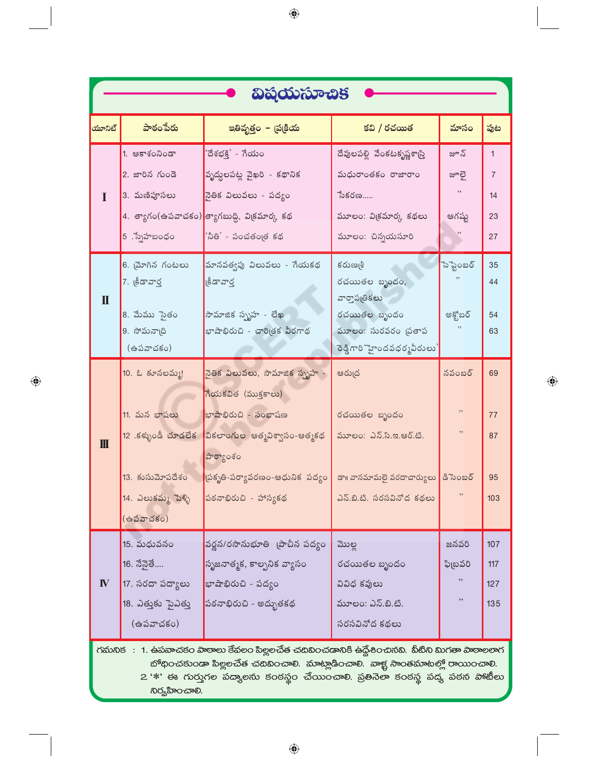# విషయసూచిక

| యూనిట్ | పాఠంపేరు | ఇతివృత్తం - ప్రక్రియ | కవి / రచయిత | మాసం | పుట |
|---|---|---|---|---|---|
| I | 1. ఆకాశంనిండా | 'దేశభక్తి' - గేయం | దేవులపల్లి వేంకటకృష్ణశాస్త్రి | జూన్ | 1 |
| | 2. జారిన గుండె | వృద్ధులపట్ల వైఖరి - కథానిక | మధురాంతకం రాజారాం | జూలై | 7 |
| | 3. మణిపూసలు | నైతిక విలువలు - పద్యం | సేకరణ..... | ,, | 14 |
| | 4. త్యాగం(ఉపవాచకం) | త్యాగబుద్ధి, విక్రమార్క కథ | మూలం: విక్రమార్క కథలు | ఆగష్టు | 23 |
| | 5 .స్నేహబంధం | 'నీతి' - పంచతంత్ర కథ | మూలం: చిన్నయసూరి | ,, | 27 |
| II | 6. మ్రోగిన గంటలు | మానవత్వపు విలువలు - గేయకథ | కరుణశ్రీ | సెప్టెంబర్ | 35 |
| | 7. క్రీడావార్త | క్రీడావార్త | రచయితల బృందం, వార్తాపత్రికలు | ,, | 44 |
| | 8. మేము సైతం | సామాజిక స్పృహ - లేఖ | రచయితల బృందం | అక్టోబర్ | 54 |
| | 9. సోమనాద్రి (ఉపవాచకం) | భాషాభిరుచి - చారిత్రక వీరగాథ | మూలం: సురవరం ప్రతాపరెడ్డిగారి 'హైందవధర్మవీరులు' | ,, | 63 |
| III | 10. ఓ కూనలమ్మ! | నైతిక విలువలు, సామాజిక స్పృహ - గేయకవిత (ముక్తకాలు) | ఆరుద్ర | నవంబర్ | 69 |
| | 11. మన భాషలు | భాషాభిరుచి - సంభాషణ | రచయితల బృందం | ,, | 77 |
| | 12 .కళ్ళుండీ చూడలేక | వికలాంగుల ఆత్మవిశ్వాసం-ఆత్మకథ పార్శ్వాంశం | మూలం: ఎన్.సి.ఇ.ఆర్.టి. | ,, | 87 |
| | 13. కుసుమోపదేశం | ప్రకృతి-పర్యావరణం-ఆధునిక పద్యం | డా॥ వానమామలై వరదాచార్యులు | డిసెంబర్ | 95 |
| | 14. ఎలుకమ్మ పెళ్ళి (ఉపవాచకం) | పఠనాభిరుచి - హాస్యకథ | ఎన్.బి.టి. సరసవినోద కథలు | ,, | 103 |
| IV | 15. మధువనం | వర్ణన/రసానుభూతి ప్రాచీన పద్యం | మొల్ల | జనవరి | 107 |
| | 16. నేనైతే.... | సృజనాత్మక, కాల్పనిక వ్యాసం | రచయితల బృందం | ఫిబ్రవరి | 117 |
| | 17. సరదా పద్యాలు | భాషాభిరుచి - పద్యం | వివిధ కవులు | ,, | 127 |
| | 18. ఎత్తుకు పైఎత్తు (ఉపవాచకం) | పఠనాభిరుచి - అద్భుతకథ | మూలం: ఎన్.బి.టి. సరసవినోద కథలు | ,, | 135 |

గమనిక : 1. ఉపవాచకం పాఠాలు కేవలం పిల్లలచేత చదివించడానికి ఉద్దేశించినవి. వీటిని మిగతా పాఠాలలాగ బోధించకుండా పిల్లలచేత చదివించాలి. మాట్లాడించాలి. వాళ్ళ సొంతమాటల్లో రాయించాలి.

2. '*' ఈ గుర్తుగల పద్యాలను కంఠస్థం చేయించాలి. ప్రతినెలా కంఠస్థ పద్య పఠన పోటీలు నిర్వహించాలి.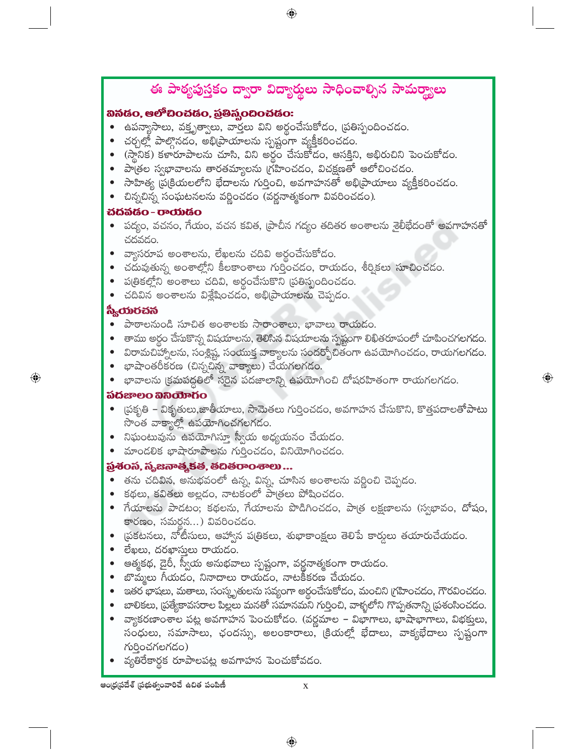# ఈ పాఠ్యపుస్తకం ద్వారా విద్యార్థులు సాధించాల్సిన సామర్థ్యాలు

### వినడం, ఆలోచించడం, ప్రతిస్పందించడం:

- ఉపన్యాసాలు, వక్తృత్వాలు, వార్తలు విని అర్థంచేసుకోడం, ప్రతిస్పందించడం.
- చర్చల్లో పాల్గొనడం, అభిప్రాయాలను స్పష్టంగా వ్యక్తీకరించడం.
- (స్థానిక) కళారూపాలను చూసి, విని అర్థం చేసుకోడం, ఆసక్తిని, అభిరుచిని పెంచుకోడం.
- పాత్రల స్వభావాలను తారతమ్యాలను గ్రహించడం, విచక్షణతో ఆలోచించడం.
- సాహిత్య ప్రక్రియలలోని భేదాలను గుర్తించి, అవగాహనతో అభిప్రాయాలు వ్యక్తీకరించడం.
- చిన్నచిన్న సంఘటనలను వర్ణించడం (వర్ణనాత్మకంగా వివరించడం).

### చదవడం - రాయడం

- పద్యం, వచనం, గేయం, వచన కవిత, ప్రాచీన గద్యం తదితర అంశాలను శైలీభేదంతో అవగాహనతో చదవడం.
- వ్యాసరూప అంశాలను, లేఖలను చదివి అర్థంచేసుకోడం.
- చదువుతున్న అంశాల్లోని కీలకాంశాలు గుర్తించడం, రాయడం, శీర్షికలు సూచించడం.
- పత్రికల్లోని అంశాలు చదివి, అర్థంచేసుకొని ప్రతిస్పందించడం.
- చదివిన అంశాలను విశ్లేషించడం, అభిప్రాయాలను చెప్పడం.

### స్వీయరచన

- పాఠాలనుండి సూచిత అంశాలకు సారాంశాలు, భావాలు రాయడం.
- తాము అర్థం చేసుకొన్న విషయాలను, తెలిసిన విషయాలను స్పష్టంగా లిఖితరూపంలో చూపించగలగడం.
- విరామచిహ్నాలను, సంశ్లిష్ట, సంయుక్త వాక్యాలను సందర్భోచితంగా ఉపయోగించడం, రాయగలగడం.
- భాషాంతరీకరణ (చిన్నచిన్న వాక్యాలు) చేయగలగడం.
- భావాలను క్రమపద్ధతిలో సరైన పదజాలాన్ని ఉపయోగించి దోషరహితంగా రాయగలగడం.

### పదజాలం వినియోగం

- ప్రకృతి - వికృతులు,జాతీయాలు, సామెతలు గుర్తించడం, అవగాహన చేసుకొని, కొత్తపదాలతోపాటు సొంత వాక్యాల్లో ఉపయోగించగలగడం.
- నిఘంటువును ఉపయోగిస్తూ స్వీయ అధ్యయనం చేయడం.
- మాండలిక భాషారూపాలను గుర్తించడం, వినియోగించడం.

### ప్రశంస, సృజనాత్మకత, తదితరాంశాలు ...

- తను చదివిన, అనుభవంలో ఉన్న, విన్న, చూసిన అంశాలను వర్ణించి చెప్పడం.
- కథలు, కవితలు అల్లడం, నాటకంలో పాత్రలు పోషించడం.
- గేయాలను పాడటం; కథలను, గేయాలను పొడిగించడం, పాత్ర లక్షణాలను (స్వభావం, దోషం, కారణం, సమర్థన...) వివరించడం.
- ప్రకటనలు, నోటీసులు, ఆహ్వాన పత్రికలు, శుభాకాంక్షలు తెలిపే కార్డులు తయారుచేయడం.
- లేఖలు, దరఖాస్తులు రాయడం.
- ఆత్మకథ, డైరీ, స్వీయ అనుభవాలు స్పష్టంగా, వర్ణనాత్మకంగా రాయడం.
- బొమ్మలు గీయడం, నినాదాలు రాయడం, నాటకీకరణ చేయడం.
- ఇతర భాషలు, మతాలు, సంస్కృతులను సవ్యంగా అర్థంచేసుకోడం, మంచిని గ్రహించడం, గౌరవించడం.
- బాలికలు, ప్రత్యేకావసరాల పిల్లలు మనతో సమానమని గుర్తించి, వాళ్ళలోని గొప్పతనాన్ని ప్రశంసించడం.
- వ్యాకరణాంశాల పట్ల అవగాహన పెంచుకోడం. (వర్ణమాల - విభాగాలు, భాషాభాగాలు, విభక్తులు, సంధులు, సమాసాలు, ఛందస్సు, అలంకారాలు, క్రియల్లో భేదాలు, వాక్యభేదాలు స్పష్టంగా గుర్తించగలగడం)
- వ్యతిరేకార్థక రూపాలపట్ల అవగాహన పెంచుకోవడం.

ఆంధ్రప్రదేశ్ ప్రభుత్వంవారిచే ఉచిత పంపిణీ